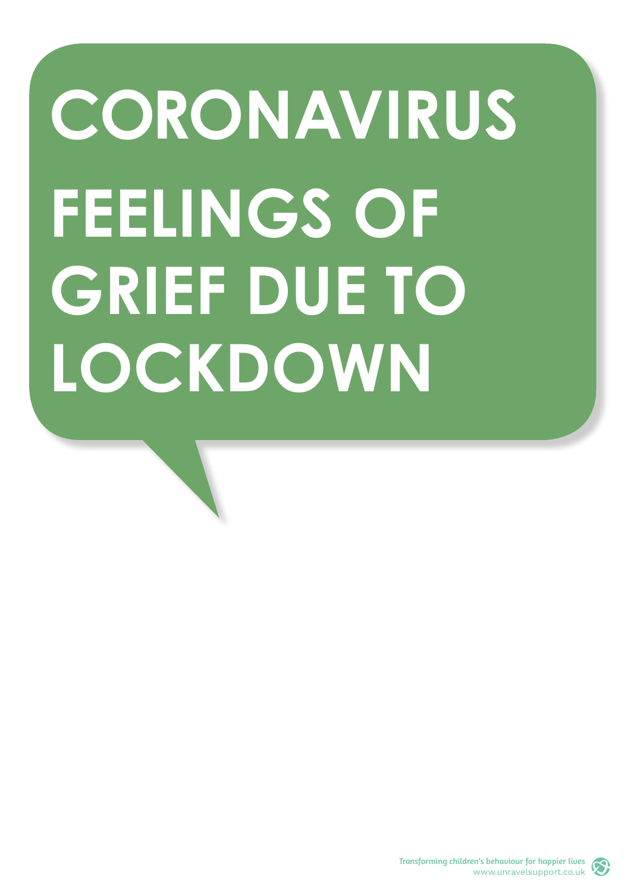# CORONAVIRUS

# FEELINGS OF GRIEF DUE TO LOCKDOWN

Transforming children's behaviour for happier lives
www.unravelsupport.co.uk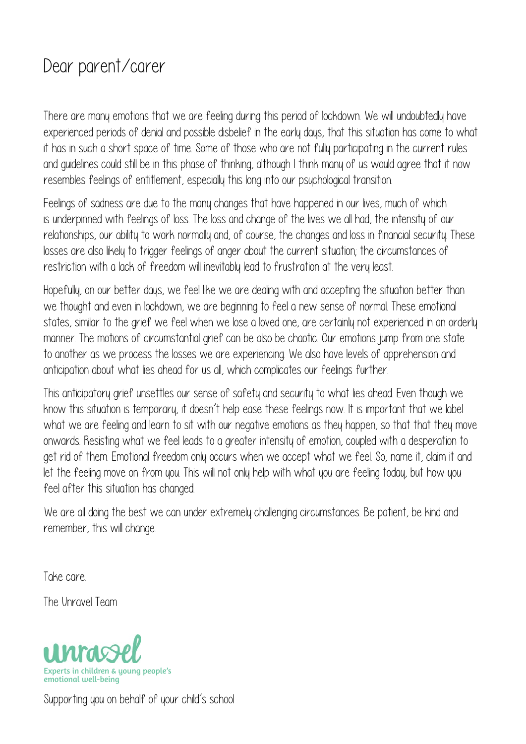# Dear parent/carer

There are many emotions that we are feeling during this period of lockdown. We will undoubtedly have experienced periods of denial and possible disbelief in the early days, that this situation has come to what it has in such a short space of time. Some of those who are not fully participating in the current rules and guidelines could still be in this phase of thinking, although I think many of us would agree that it now resembles feelings of entitlement, especially this long into our psychological transition.

Feelings of sadness are due to the many changes that have happened in our lives, much of which is underpinned with feelings of loss. The loss and change of the lives we all had, the intensity of our relationships, our ability to work normally and, of course, the changes and loss in financial security. These losses are also likely to trigger feelings of anger about the current situation; the circumstances of restriction with a lack of freedom will inevitably lead to frustration at the very least.

Hopefully, on our better days, we feel like we are dealing with and accepting the situation better than we thought and even in lockdown, we are beginning to feel a new sense of normal. These emotional states, similar to the grief we feel when we lose a loved one, are certainly not experienced in an orderly manner. The motions of circumstantial grief can be also be chaotic. Our emotions jump from one state to another as we process the losses we are experiencing. We also have levels of apprehension and anticipation about what lies ahead for us all, which complicates our feelings further.

This anticipatory grief unsettles our sense of safety and security to what lies ahead. Even though we know this situation is temporary, it doesn't help ease these feelings now. It is important that we label what we are feeling and learn to sit with our negative emotions as they happen, so that that they move onwards. Resisting what we feel leads to a greater intensity of emotion, coupled with a desperation to get rid of them. Emotional freedom only occurs when we accept what we feel. So, name it, claim it and let the feeling move on from you. This will not only help with what you are feeling today, but how you feel after this situation has changed.

We are all doing the best we can under extremely challenging circumstances. Be patient, be kind and remember, this will change.

Take care.

The Unravel Team

unravel
Experts in children & young people's emotional well-being

Supporting you on behalf of your child's school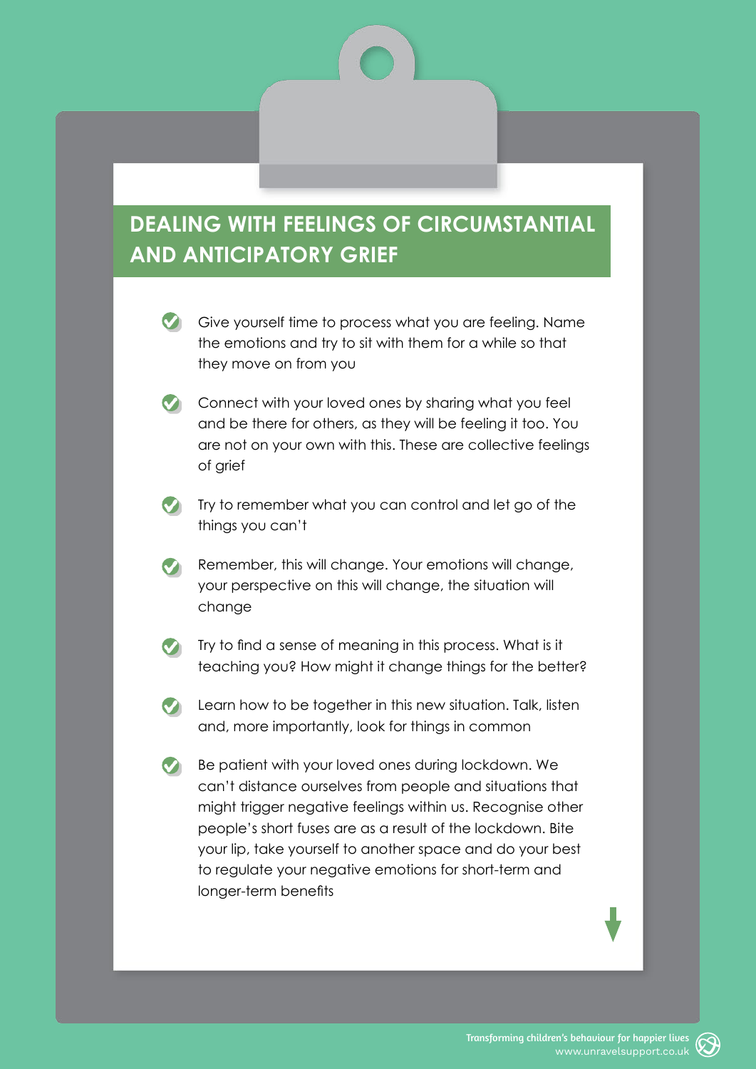## DEALING WITH FEELINGS OF CIRCUMSTANTIAL AND ANTICIPATORY GRIEF

- Give yourself time to process what you are feeling. Name the emotions and try to sit with them for a while so that they move on from you
- Connect with your loved ones by sharing what you feel and be there for others, as they will be feeling it too. You are not on your own with this. These are collective feelings of grief
- Try to remember what you can control and let go of the things you can't
- Remember, this will change. Your emotions will change, your perspective on this will change, the situation will change
- Try to find a sense of meaning in this process. What is it teaching you? How might it change things for the better?
- Learn how to be together in this new situation. Talk, listen and, more importantly, look for things in common
- Be patient with your loved ones during lockdown. We can't distance ourselves from people and situations that might trigger negative feelings within us. Recognise other people's short fuses are as a result of the lockdown. Bite your lip, take yourself to another space and do your best to regulate your negative emotions for short-term and longer-term benefits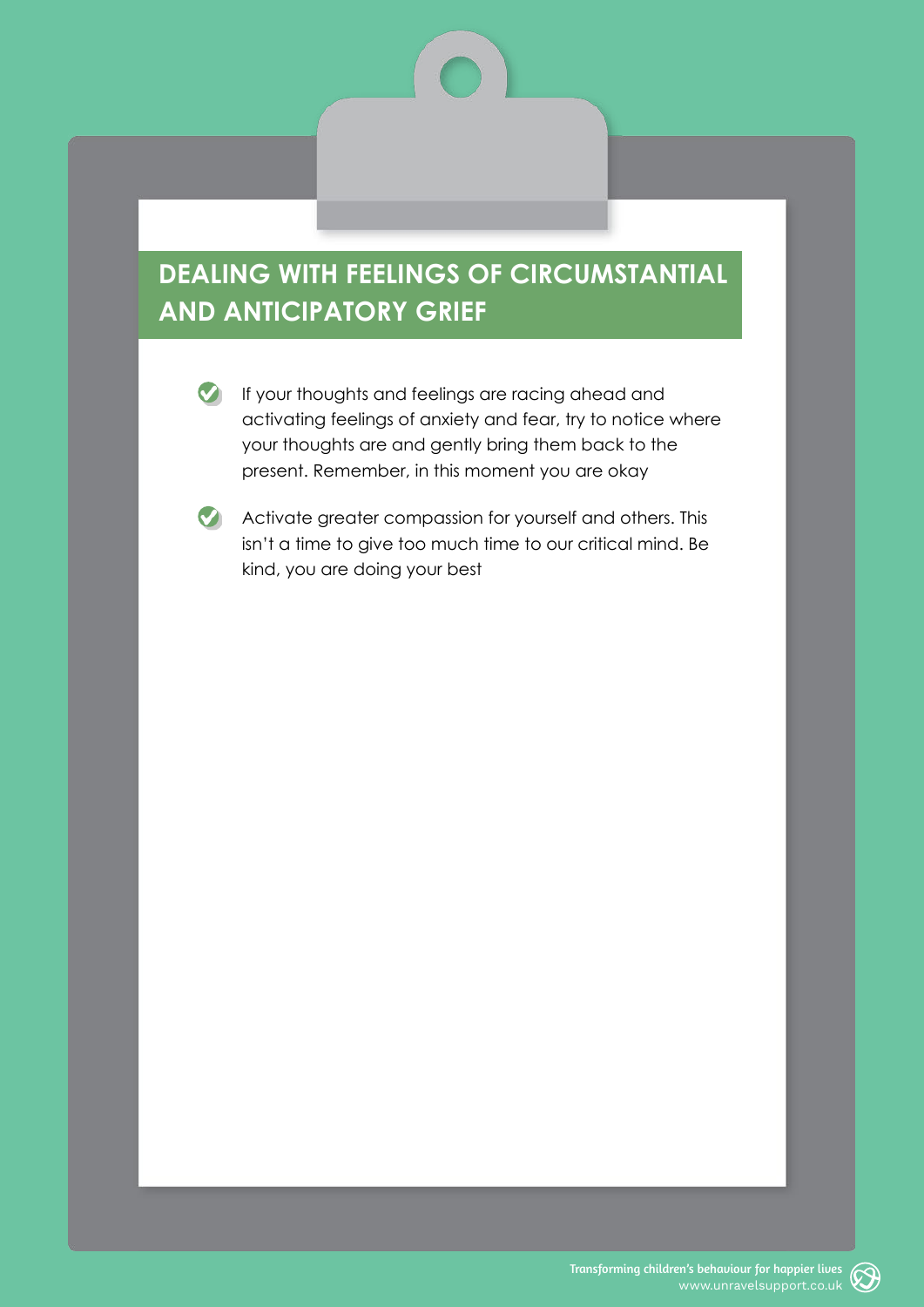## DEALING WITH FEELINGS OF CIRCUMSTANTIAL AND ANTICIPATORY GRIEF

- If your thoughts and feelings are racing ahead and activating feelings of anxiety and fear, try to notice where your thoughts are and gently bring them back to the present. Remember, in this moment you are okay
- Activate greater compassion for yourself and others. This isn't a time to give too much time to our critical mind. Be kind, you are doing your best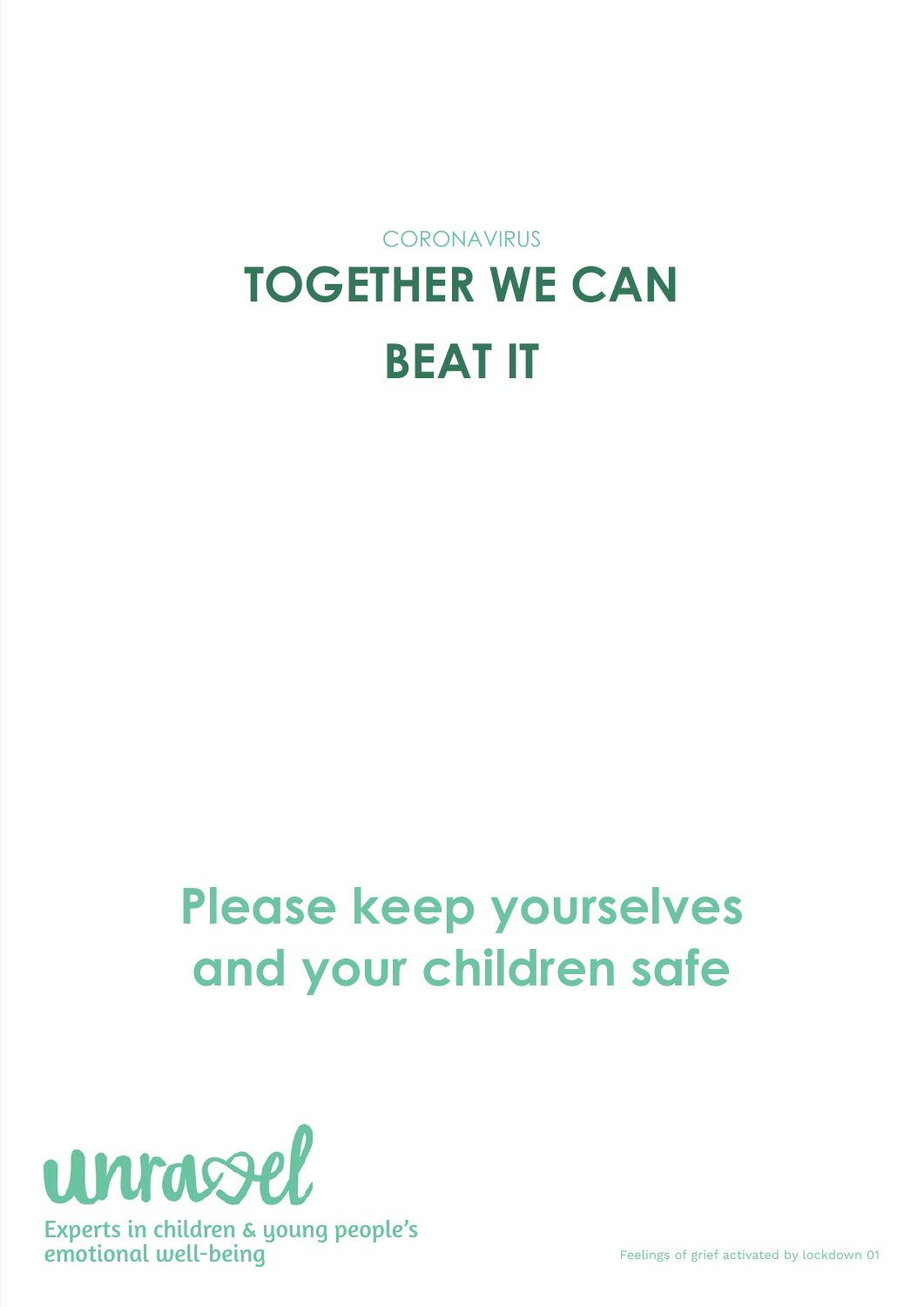CORONAVIRUS

# TOGETHER WE CAN BEAT IT

## Please keep yourselves and your children safe

unravel

Experts in children & young people's emotional well-being